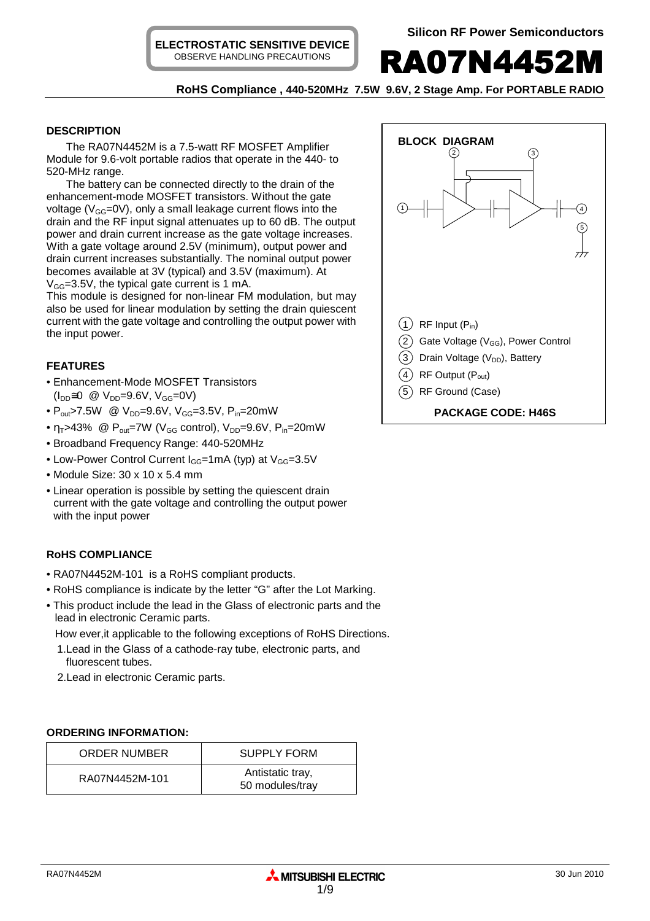ELECTROSTATIC SENSITIVE DEVICE
OBSERVE HANDLING PRECAUTIONS

Silicon RF Power Semiconductors

# RA07N4452M

**RoHS Compliance , 440-520MHz 7.5W 9.6V, 2 Stage Amp. For PORTABLE RADIO**

## DESCRIPTION

The RA07N4452M is a 7.5-watt RF MOSFET Amplifier Module for 9.6-volt portable radios that operate in the 440- to 520-MHz range.

The battery can be connected directly to the drain of the enhancement-mode MOSFET transistors. Without the gate voltage ($V_{GG}$=0V), only a small leakage current flows into the drain and the RF input signal attenuates up to 60 dB. The output power and drain current increase as the gate voltage increases. With a gate voltage around 2.5V (minimum), output power and drain current increases substantially. The nominal output power becomes available at 3V (typical) and 3.5V (maximum). At $V_{GG}$=3.5V, the typical gate current is 1 mA.

This module is designed for non-linear FM modulation, but may also be used for linear modulation by setting the drain quiescent current with the gate voltage and controlling the output power with the input power.

## FEATURES

- Enhancement-Mode MOSFET Transistors ($I_{DD}$≅0 @ $V_{DD}$=9.6V, $V_{GG}$=0V)
- $P_{out}$>7.5W @ $V_{DD}$=9.6V, $V_{GG}$=3.5V, $P_{in}$=20mW
- $\eta_T$>43% @ $P_{out}$=7W ($V_{GG}$ control), $V_{DD}$=9.6V, $P_{in}$=20mW
- Broadband Frequency Range: 440-520MHz
- Low-Power Control Current $I_{GG}$=1mA (typ) at $V_{GG}$=3.5V
- Module Size: 30 x 10 x 5.4 mm
- Linear operation is possible by setting the quiescent drain current with the gate voltage and controlling the output power with the input power

## RoHS COMPLIANCE

- RA07N4452M-101 is a RoHS compliant products.
- RoHS compliance is indicate by the letter "G" after the Lot Marking.
- This product include the lead in the Glass of electronic parts and the lead in electronic Ceramic parts.

How ever,it applicable to the following exceptions of RoHS Directions.

1. Lead in the Glass of a cathode-ray tube, electronic parts, and fluorescent tubes.
2. Lead in electronic Ceramic parts.

## ORDERING INFORMATION:

| ORDER NUMBER | SUPPLY FORM |
|---|---|
| RA07N4452M-101 | Antistatic tray, 50 modules/tray |

## BLOCK DIAGRAM

1. RF Input ($P_{in}$)
2. Gate Voltage ($V_{GG}$), Power Control
3. Drain Voltage ($V_{DD}$), Battery
4. RF Output ($P_{out}$)
5. RF Ground (Case)

**PACKAGE CODE: H46S**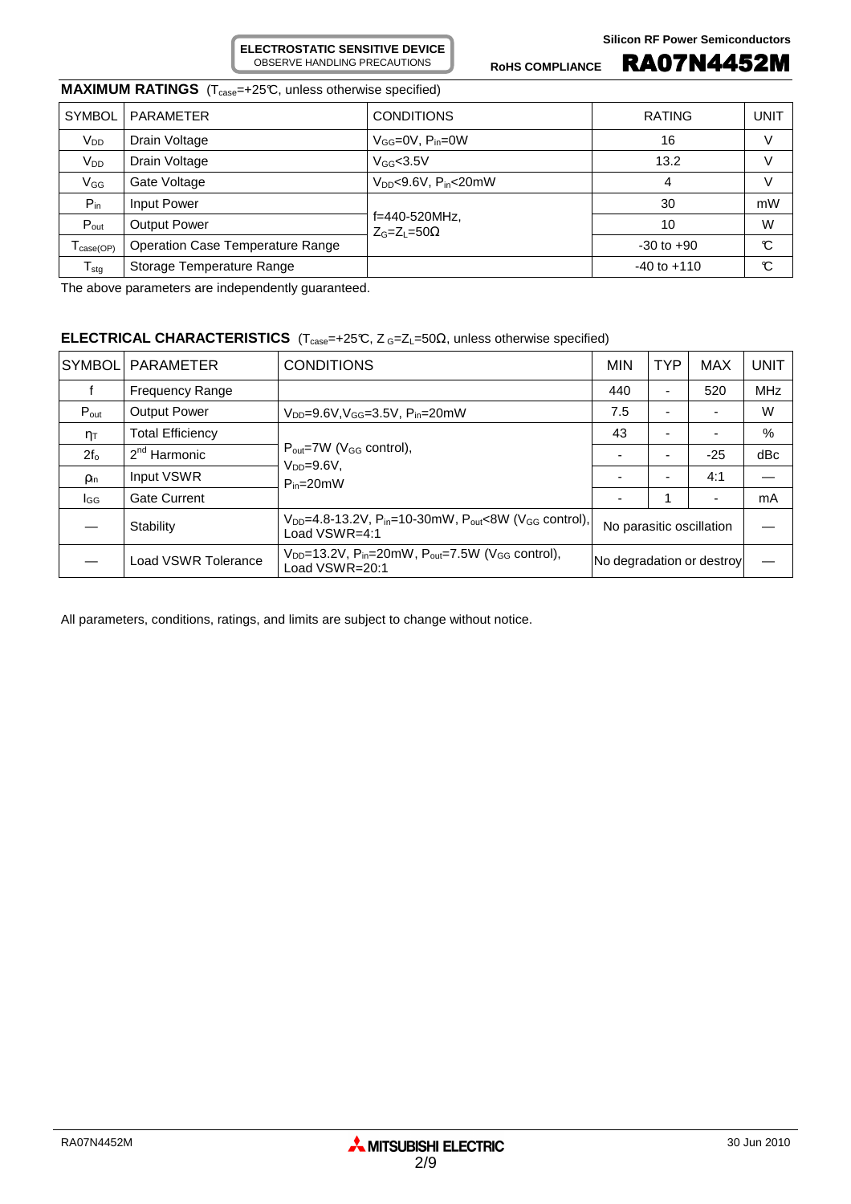ELECTROSTATIC SENSITIVE DEVICE
OBSERVE HANDLING PRECAUTIONS

Silicon RF Power Semiconductors

RoHS COMPLIANCE **RA07N4452M**

## MAXIMUM RATINGS ($T_{case}$=+25℃, unless otherwise specified)

| SYMBOL | PARAMETER | CONDITIONS | RATING | UNIT |
|---|---|---|---|---|
| $V_{DD}$ | Drain Voltage | $V_{GG}$=0V, $P_{in}$=0W | 16 | V |
| $V_{DD}$ | Drain Voltage | $V_{GG}$<3.5V | 13.2 | V |
| $V_{GG}$ | Gate Voltage | $V_{DD}$<9.6V, $P_{in}$<20mW | 4 | V |
| $P_{in}$ | Input Power | f=440-520MHz, $Z_G$=$Z_L$=50Ω | 30 | mW |
| $P_{out}$ | Output Power | | 10 | W |
| $T_{case(OP)}$ | Operation Case Temperature Range | | -30 to +90 | ℃ |
| $T_{stg}$ | Storage Temperature Range | | -40 to +110 | ℃ |

The above parameters are independently guaranteed.

## ELECTRICAL CHARACTERISTICS ($T_{case}$=+25℃, $Z_G$=$Z_L$=50Ω, unless otherwise specified)

| SYMBOL | PARAMETER | CONDITIONS | MIN | TYP | MAX | UNIT |
|---|---|---|---|---|---|---|
| f | Frequency Range | | 440 | - | 520 | MHz |
| $P_{out}$ | Output Power | $V_{DD}$=9.6V, $V_{GG}$=3.5V, $P_{in}$=20mW | 7.5 | - | - | W |
| $\eta_T$ | Total Efficiency | $P_{out}$=7W ($V_{GG}$ control), $V_{DD}$=9.6V, $P_{in}$=20mW | 43 | - | - | % |
| $2f_o$ | 2nd Harmonic | | - | - | -25 | dBc |
| $\rho_{in}$ | Input VSWR | | - | - | 4:1 | — |
| $I_{GG}$ | Gate Current | | - | 1 | - | mA |
| — | Stability | $V_{DD}$=4.8-13.2V, $P_{in}$=10-30mW, $P_{out}$<8W ($V_{GG}$ control), Load VSWR=4:1 | No parasitic oscillation | | | — |
| — | Load VSWR Tolerance | $V_{DD}$=13.2V, $P_{in}$=20mW, $P_{out}$=7.5W ($V_{GG}$ control), Load VSWR=20:1 | No degradation or destroy | | | — |

All parameters, conditions, ratings, and limits are subject to change without notice.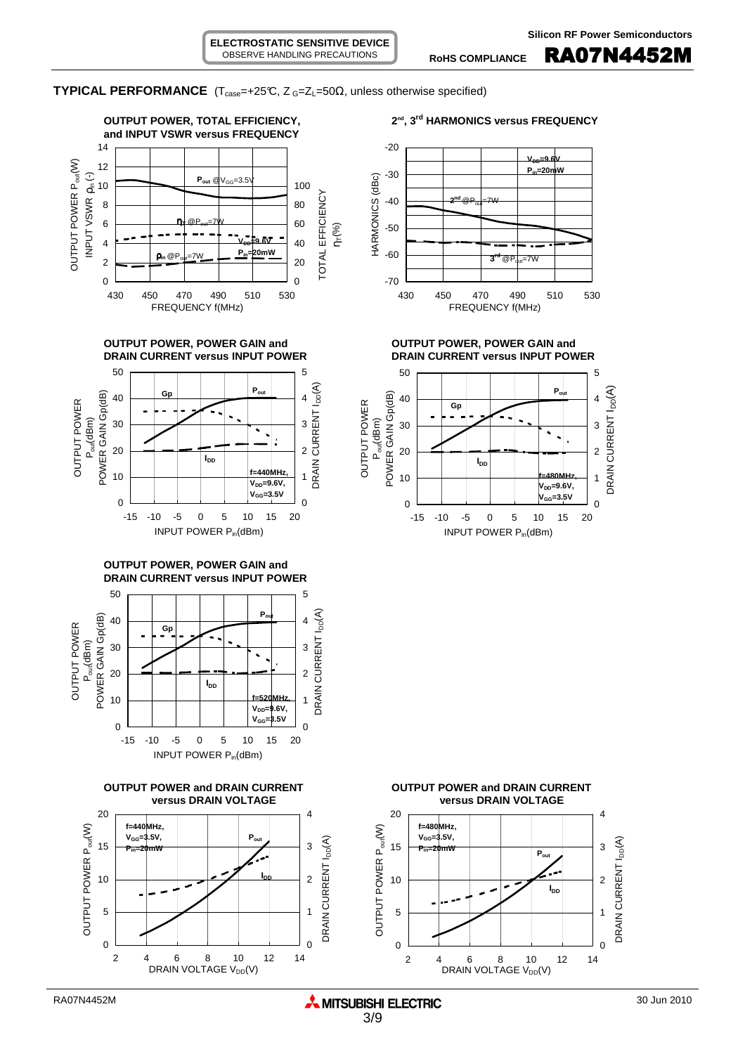## TYPICAL PERFORMANCE ($T_{case}$=+25℃, $Z_G$=$Z_L$=50Ω, unless otherwise specified)

**OUTPUT POWER, TOTAL EFFICIENCY, and INPUT VSWR versus FREQUENCY**

**$2^{nd}$, $3^{rd}$ HARMONICS versus FREQUENCY**

**OUTPUT POWER, POWER GAIN and DRAIN CURRENT versus INPUT POWER** (f=440MHz, $V_{DD}$=9.6V, $V_{GG}$=3.5V)

**OUTPUT POWER, POWER GAIN and DRAIN CURRENT versus INPUT POWER** (f=480MHz, $V_{DD}$=9.6V, $V_{GG}$=3.5V)

**OUTPUT POWER, POWER GAIN and DRAIN CURRENT versus INPUT POWER** (f=520MHz, $V_{DD}$=9.6V, $V_{GG}$=3.5V)

**OUTPUT POWER and DRAIN CURRENT versus DRAIN VOLTAGE** (f=440MHz, $V_{GG}$=3.5V, $P_{in}$=20mW)

**OUTPUT POWER and DRAIN CURRENT versus DRAIN VOLTAGE** (f=480MHz, $V_{GG}$=3.5V, $P_{in}$=20mW)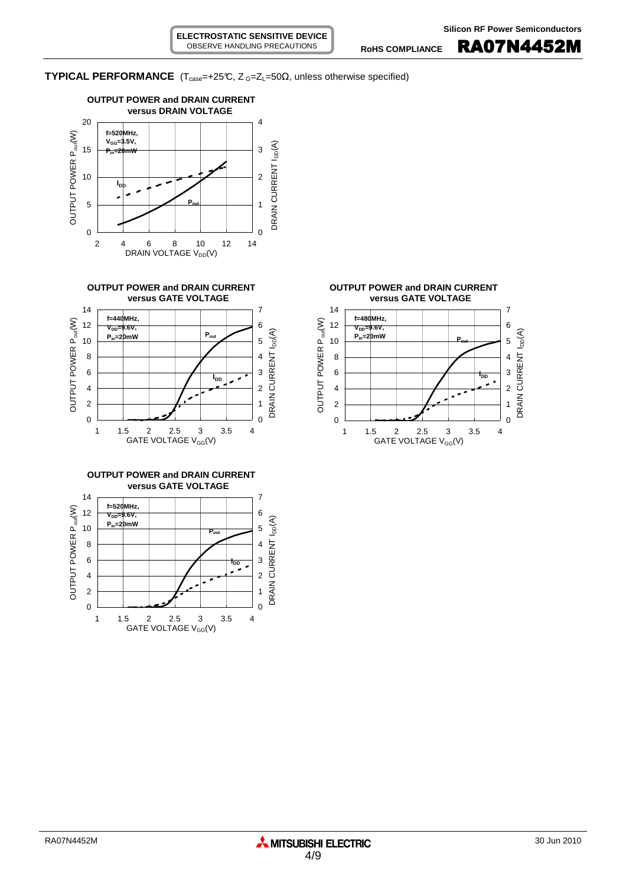## TYPICAL PERFORMANCE ($T_{case}$=+25℃, $Z_G$=$Z_L$=50Ω, unless otherwise specified)

**OUTPUT POWER and DRAIN CURRENT versus DRAIN VOLTAGE**

f=520MHz, $V_{GG}$=3.5V, $P_{in}$=20mW

**OUTPUT POWER and DRAIN CURRENT versus GATE VOLTAGE**

f=440MHz, $V_{DD}$=9.6V, $P_{in}$=20mW

**OUTPUT POWER and DRAIN CURRENT versus GATE VOLTAGE**

f=480MHz, $V_{DD}$=9.6V, $P_{in}$=20mW

**OUTPUT POWER and DRAIN CURRENT versus GATE VOLTAGE**

f=520MHz, $V_{DD}$=9.6V, $P_{in}$=20mW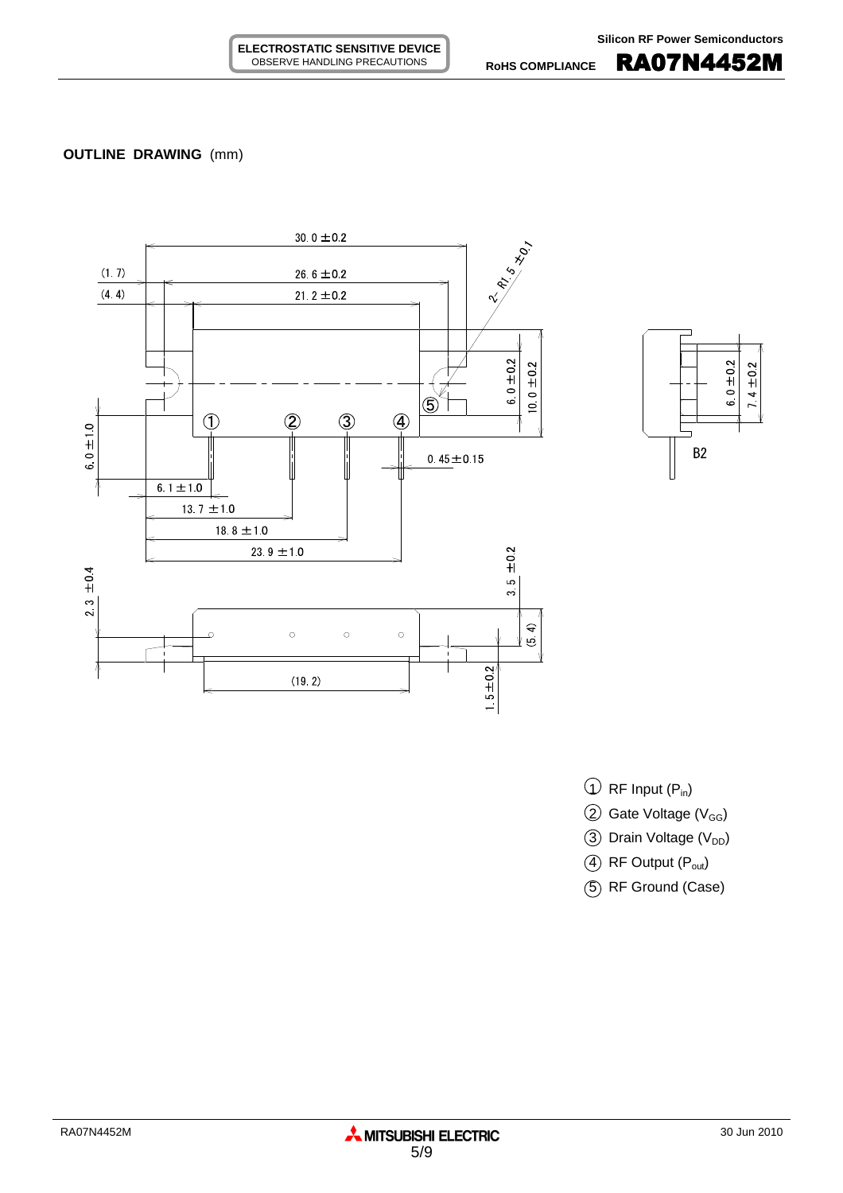## OUTLINE DRAWING (mm)

30.0 ±0.2

(1.7)

26.6 ±0.2

(4.4)

21.2 ±0.2

2-R1.5 ±0.1

6.0 ±0.2

10.0 ±0.2

6.0 ±1.0

0.45±0.15

6.1 ±1.0

13.7 ±1.0

18.8 ±1.0

23.9 ±1.0

2.3 ±0.4

3.5 ±0.2

(5.4)

(19.2)

1.5±0.2

6.0 ±0.2

7.4 ±0.2

B2

1. RF Input ($P_{in}$)
2. Gate Voltage ($V_{GG}$)
3. Drain Voltage ($V_{DD}$)
4. RF Output ($P_{out}$)
5. RF Ground (Case)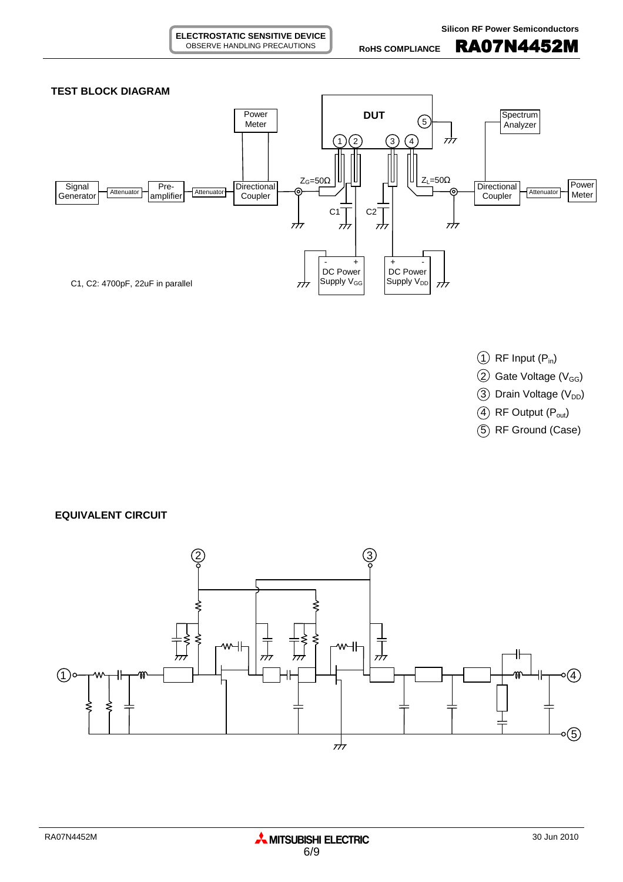## TEST BLOCK DIAGRAM

C1, C2: 4700pF, 22uF in parallel

① RF Input ($P_{in}$)

② Gate Voltage ($V_{GG}$)

③ Drain Voltage ($V_{DD}$)

④ RF Output ($P_{out}$)

⑤ RF Ground (Case)

## EQUIVALENT CIRCUIT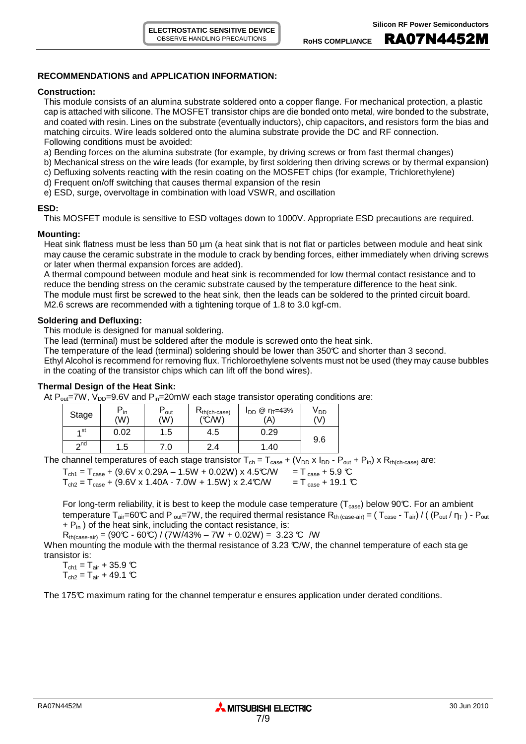## RECOMMENDATIONS and APPLICATION INFORMATION:

**Construction:**

This module consists of an alumina substrate soldered onto a copper flange. For mechanical protection, a plastic cap is attached with silicone. The MOSFET transistor chips are die bonded onto metal, wire bonded to the substrate, and coated with resin. Lines on the substrate (eventually inductors), chip capacitors, and resistors form the bias and matching circuits. Wire leads soldered onto the alumina substrate provide the DC and RF connection.
Following conditions must be avoided:

a) Bending forces on the alumina substrate (for example, by driving screws or from fast thermal changes)
b) Mechanical stress on the wire leads (for example, by first soldering then driving screws or by thermal expansion)
c) Defluxing solvents reacting with the resin coating on the MOSFET chips (for example, Trichlorethylene)
d) Frequent on/off switching that causes thermal expansion of the resin
e) ESD, surge, overvoltage in combination with load VSWR, and oscillation

**ESD:**

This MOSFET module is sensitive to ESD voltages down to 1000V. Appropriate ESD precautions are required.

**Mounting:**

Heat sink flatness must be less than 50 µm (a heat sink that is not flat or particles between module and heat sink may cause the ceramic substrate in the module to crack by bending forces, either immediately when driving screws or later when thermal expansion forces are added).
A thermal compound between module and heat sink is recommended for low thermal contact resistance and to reduce the bending stress on the ceramic substrate caused by the temperature difference to the heat sink.
The module must first be screwed to the heat sink, then the leads can be soldered to the printed circuit board.
M2.6 screws are recommended with a tightening torque of 1.8 to 3.0 kgf-cm.

**Soldering and Defluxing:**

This module is designed for manual soldering.
The lead (terminal) must be soldered after the module is screwed onto the heat sink.
The temperature of the lead (terminal) soldering should be lower than 350°C and shorter than 3 second.
Ethyl Alcohol is recommend for removing flux. Trichloroethylene solvents must not be used (they may cause bubbles in the coating of the transistor chips which can lift off the bond wires).

**Thermal Design of the Heat Sink:**

At $P_{out}$=7W, $V_{DD}$=9.6V and $P_{in}$=20mW each stage transistor operating conditions are:

| Stage | $P_{in}$ (W) | $P_{out}$ (W) | $R_{th(ch-case)}$ (°C/W) | $I_{DD}$ @ $\eta_T$=43% (A) | $V_{DD}$ (V) |
|---|---|---|---|---|---|
| 1st | 0.02 | 1.5 | 4.5 | 0.29 | 9.6 |
| 2nd | 1.5 | 7.0 | 2.4 | 1.40 | |

The channel temperatures of each stage transistor $T_{ch} = T_{case} + (V_{DD} \times I_{DD} - P_{out} + P_{in}) \times R_{th(ch-case)}$ are:

$T_{ch1} = T_{case} + (9.6V \times 0.29A - 1.5W + 0.02W) \times 4.5°C/W = T_{case} + 5.9°C$
$T_{ch2} = T_{case} + (9.6V \times 1.40A - 7.0W + 1.5W) \times 2.4°C/W = T_{case} + 19.1°C$

For long-term reliability, it is best to keep the module case temperature ($T_{case}$) below 90°C. For an ambient temperature $T_{air}$=60°C and $P_{out}$=7W, the required thermal resistance $R_{th\,(case-air)} = (T_{case} - T_{air}) / ((P_{out} / \eta_T) - P_{out} + P_{in})$ of the heat sink, including the contact resistance, is:

$R_{th(case-air)} = (90°C - 60°C) / (7W/43\% - 7W + 0.02W) = 3.23\ °C/W$

When mounting the module with the thermal resistance of 3.23 °C/W, the channel temperature of each stage transistor is:

$T_{ch1} = T_{air} + 35.9°C$
$T_{ch2} = T_{air} + 49.1°C$

The 175°C maximum rating for the channel temperature ensures application under derated conditions.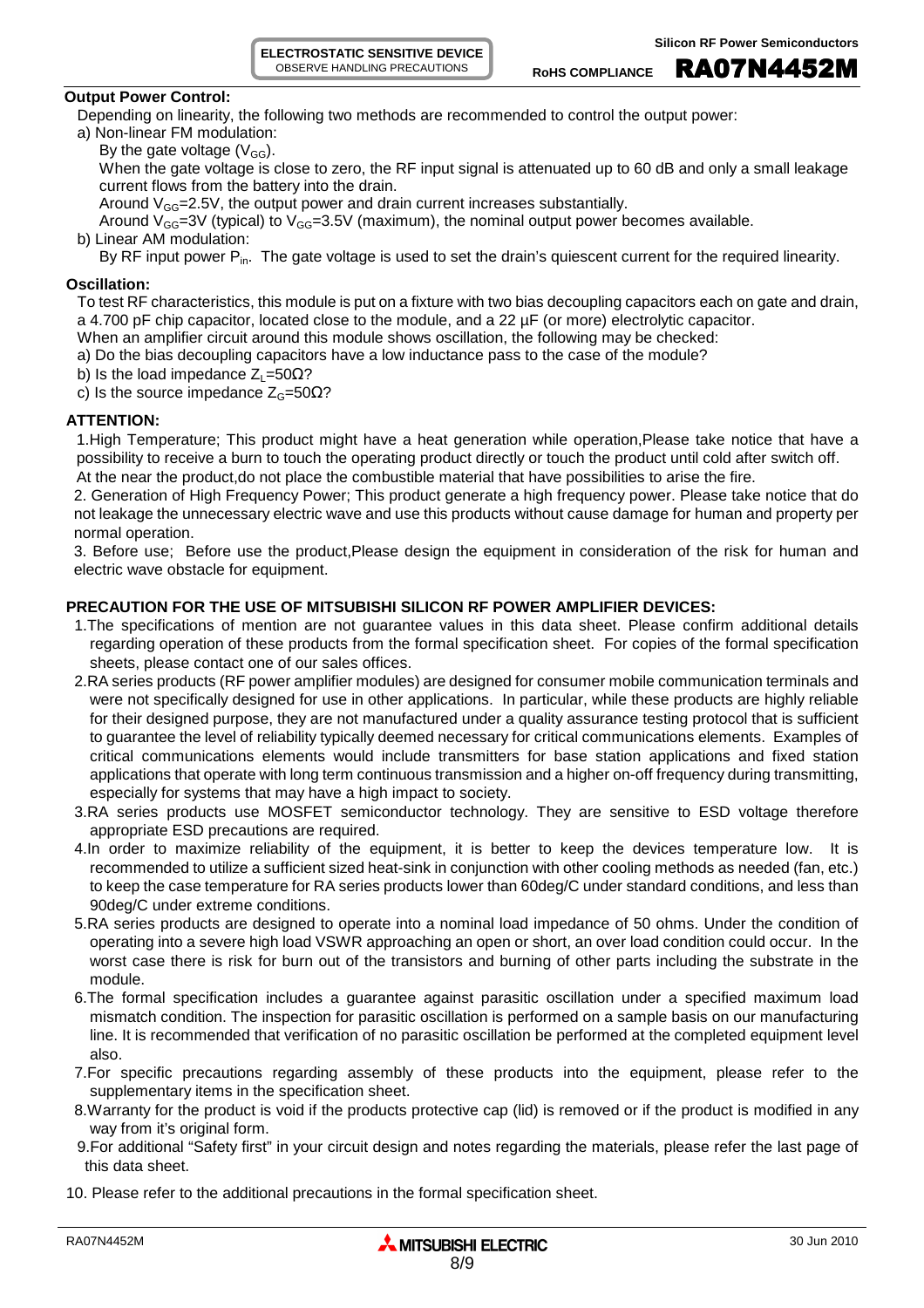**Output Power Control:**

Depending on linearity, the following two methods are recommended to control the output power:

a) Non-linear FM modulation:

By the gate voltage ($V_{GG}$).

When the gate voltage is close to zero, the RF input signal is attenuated up to 60 dB and only a small leakage current flows from the battery into the drain.

Around $V_{GG}$=2.5V, the output power and drain current increases substantially.

Around $V_{GG}$=3V (typical) to $V_{GG}$=3.5V (maximum), the nominal output power becomes available.

b) Linear AM modulation:

By RF input power $P_{in}$. The gate voltage is used to set the drain's quiescent current for the required linearity.

**Oscillation:**

To test RF characteristics, this module is put on a fixture with two bias decoupling capacitors each on gate and drain, a 4.700 pF chip capacitor, located close to the module, and a 22 µF (or more) electrolytic capacitor.

When an amplifier circuit around this module shows oscillation, the following may be checked:

a) Do the bias decoupling capacitors have a low inductance pass to the case of the module?

b) Is the load impedance $Z_L$=50Ω?

c) Is the source impedance $Z_G$=50Ω?

**ATTENTION:**

1.High Temperature; This product might have a heat generation while operation,Please take notice that have a possibility to receive a burn to touch the operating product directly or touch the product until cold after switch off. At the near the product,do not place the combustible material that have possibilities to arise the fire.

2. Generation of High Frequency Power; This product generate a high frequency power. Please take notice that do not leakage the unnecessary electric wave and use this products without cause damage for human and property per normal operation.

3. Before use; Before use the product,Please design the equipment in consideration of the risk for human and electric wave obstacle for equipment.

**PRECAUTION FOR THE USE OF MITSUBISHI SILICON RF POWER AMPLIFIER DEVICES:**

1.The specifications of mention are not guarantee values in this data sheet. Please confirm additional details regarding operation of these products from the formal specification sheet. For copies of the formal specification sheets, please contact one of our sales offices.

2.RA series products (RF power amplifier modules) are designed for consumer mobile communication terminals and were not specifically designed for use in other applications. In particular, while these products are highly reliable for their designed purpose, they are not manufactured under a quality assurance testing protocol that is sufficient to guarantee the level of reliability typically deemed necessary for critical communications elements. Examples of critical communications elements would include transmitters for base station applications and fixed station applications that operate with long term continuous transmission and a higher on-off frequency during transmitting, especially for systems that may have a high impact to society.

3.RA series products use MOSFET semiconductor technology. They are sensitive to ESD voltage therefore appropriate ESD precautions are required.

4.In order to maximize reliability of the equipment, it is better to keep the devices temperature low. It is recommended to utilize a sufficient sized heat-sink in conjunction with other cooling methods as needed (fan, etc.) to keep the case temperature for RA series products lower than 60deg/C under standard conditions, and less than 90deg/C under extreme conditions.

5.RA series products are designed to operate into a nominal load impedance of 50 ohms. Under the condition of operating into a severe high load VSWR approaching an open or short, an over load condition could occur. In the worst case there is risk for burn out of the transistors and burning of other parts including the substrate in the module.

6.The formal specification includes a guarantee against parasitic oscillation under a specified maximum load mismatch condition. The inspection for parasitic oscillation is performed on a sample basis on our manufacturing line. It is recommended that verification of no parasitic oscillation be performed at the completed equipment level also.

7.For specific precautions regarding assembly of these products into the equipment, please refer to the supplementary items in the specification sheet.

8.Warranty for the product is void if the products protective cap (lid) is removed or if the product is modified in any way from it's original form.

9.For additional "Safety first" in your circuit design and notes regarding the materials, please refer the last page of this data sheet.

10. Please refer to the additional precautions in the formal specification sheet.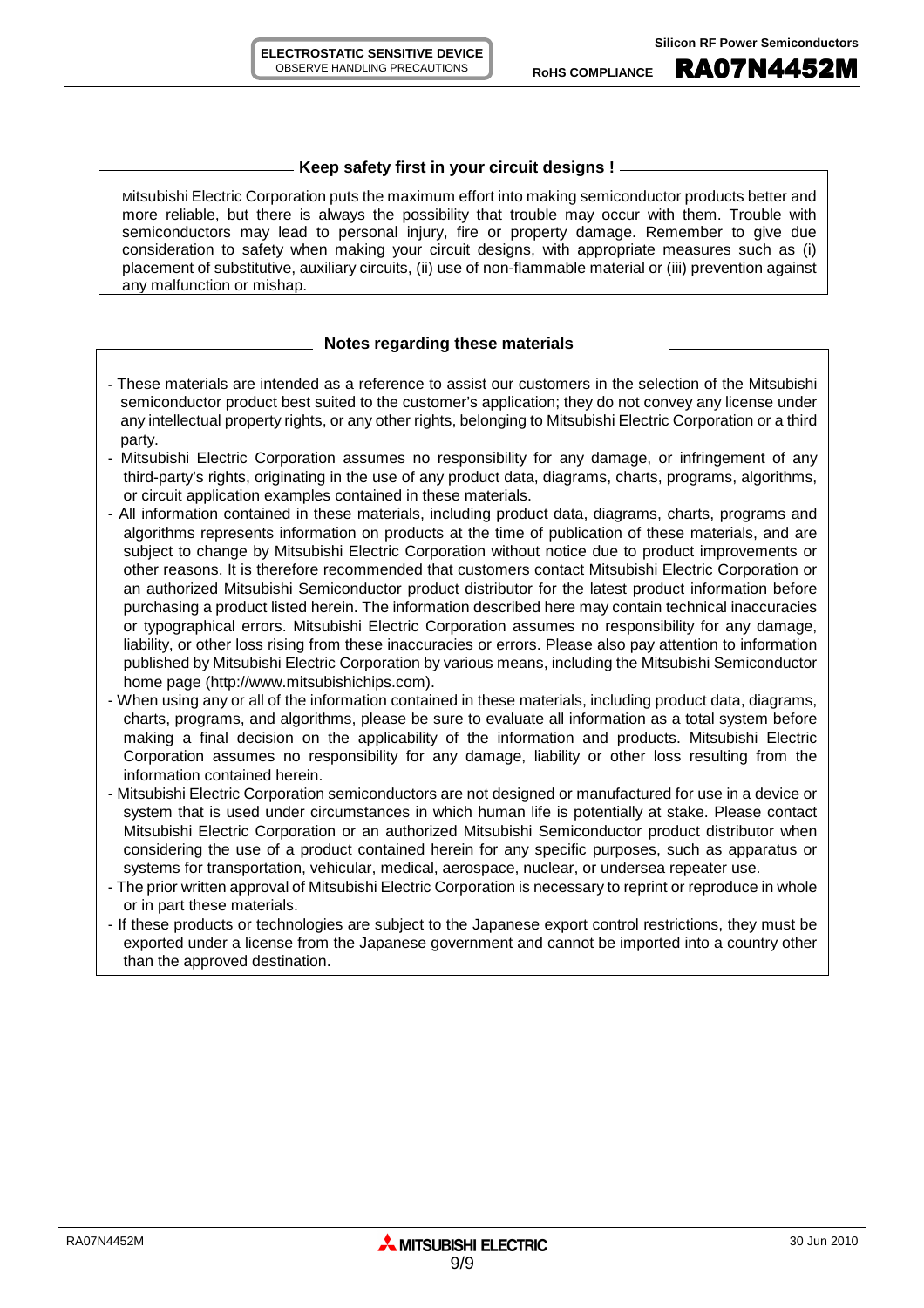## Keep safety first in your circuit designs !

Mitsubishi Electric Corporation puts the maximum effort into making semiconductor products better and more reliable, but there is always the possibility that trouble may occur with them. Trouble with semiconductors may lead to personal injury, fire or property damage. Remember to give due consideration to safety when making your circuit designs, with appropriate measures such as (i) placement of substitutive, auxiliary circuits, (ii) use of non-flammable material or (iii) prevention against any malfunction or mishap.

## Notes regarding these materials

- These materials are intended as a reference to assist our customers in the selection of the Mitsubishi semiconductor product best suited to the customer's application; they do not convey any license under any intellectual property rights, or any other rights, belonging to Mitsubishi Electric Corporation or a third party.
- Mitsubishi Electric Corporation assumes no responsibility for any damage, or infringement of any third-party's rights, originating in the use of any product data, diagrams, charts, programs, algorithms, or circuit application examples contained in these materials.
- All information contained in these materials, including product data, diagrams, charts, programs and algorithms represents information on products at the time of publication of these materials, and are subject to change by Mitsubishi Electric Corporation without notice due to product improvements or other reasons. It is therefore recommended that customers contact Mitsubishi Electric Corporation or an authorized Mitsubishi Semiconductor product distributor for the latest product information before purchasing a product listed herein. The information described here may contain technical inaccuracies or typographical errors. Mitsubishi Electric Corporation assumes no responsibility for any damage, liability, or other loss rising from these inaccuracies or errors. Please also pay attention to information published by Mitsubishi Electric Corporation by various means, including the Mitsubishi Semiconductor home page (http://www.mitsubishichips.com).
- When using any or all of the information contained in these materials, including product data, diagrams, charts, programs, and algorithms, please be sure to evaluate all information as a total system before making a final decision on the applicability of the information and products. Mitsubishi Electric Corporation assumes no responsibility for any damage, liability or other loss resulting from the information contained herein.
- Mitsubishi Electric Corporation semiconductors are not designed or manufactured for use in a device or system that is used under circumstances in which human life is potentially at stake. Please contact Mitsubishi Electric Corporation or an authorized Mitsubishi Semiconductor product distributor when considering the use of a product contained herein for any specific purposes, such as apparatus or systems for transportation, vehicular, medical, aerospace, nuclear, or undersea repeater use.
- The prior written approval of Mitsubishi Electric Corporation is necessary to reprint or reproduce in whole or in part these materials.
- If these products or technologies are subject to the Japanese export control restrictions, they must be exported under a license from the Japanese government and cannot be imported into a country other than the approved destination.